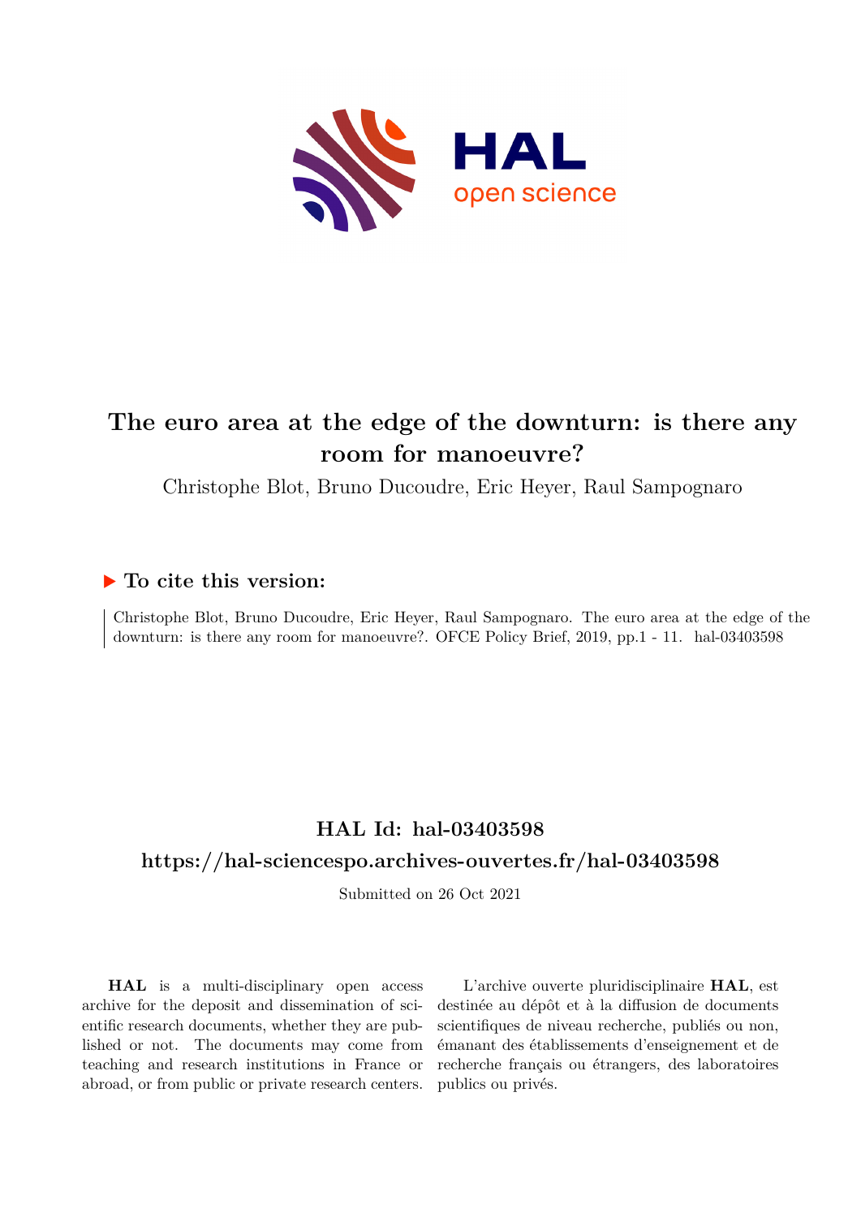# The euro area at the edge of the downturn: is there any room for manoeuvre?

Christophe Blot, Bruno Ducoudre, Eric Heyer, Raul Sampognaro

## ▶ To cite this version:

Christophe Blot, Bruno Ducoudre, Eric Heyer, Raul Sampognaro. The euro area at the edge of the downturn: is there any room for manoeuvre?. OFCE Policy Brief, 2019, pp.1 - 11. hal-03403598

## HAL Id: hal-03403598

## https://hal-sciencespo.archives-ouvertes.fr/hal-03403598

Submitted on 26 Oct 2021

**HAL** is a multi-disciplinary open access archive for the deposit and dissemination of scientific research documents, whether they are published or not. The documents may come from teaching and research institutions in France or abroad, or from public or private research centers.

L'archive ouverte pluridisciplinaire **HAL**, est destinée au dépôt et à la diffusion de documents scientifiques de niveau recherche, publiés ou non, émanant des établissements d'enseignement et de recherche français ou étrangers, des laboratoires publics ou privés.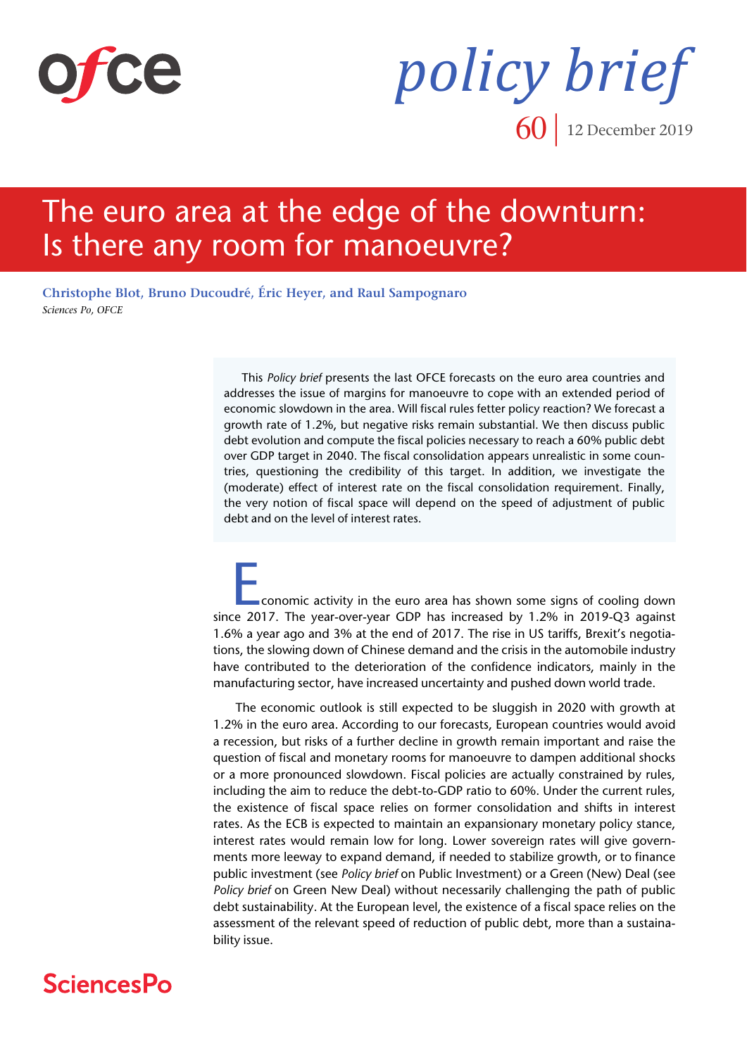# The euro area at the edge of the downturn: Is there any room for manoeuvre?

**Christophe Blot, Bruno Ducoudré, Éric Heyer, and Raul Sampognaro**

*Sciences Po, OFCE*

This *Policy brief* presents the last OFCE forecasts on the euro area countries and addresses the issue of margins for manoeuvre to cope with an extended period of economic slowdown in the area. Will fiscal rules fetter policy reaction? We forecast a growth rate of 1.2%, but negative risks remain substantial. We then discuss public debt evolution and compute the fiscal policies necessary to reach a 60% public debt over GDP target in 2040. The fiscal consolidation appears unrealistic in some countries, questioning the credibility of this target. In addition, we investigate the (moderate) effect of interest rate on the fiscal consolidation requirement. Finally, the very notion of fiscal space will depend on the speed of adjustment of public debt and on the level of interest rates.

Economic activity in the euro area has shown some signs of cooling down since 2017. The year-over-year GDP has increased by 1.2% in 2019-Q3 against 1.6% a year ago and 3% at the end of 2017. The rise in US tariffs, Brexit's negotiations, the slowing down of Chinese demand and the crisis in the automobile industry have contributed to the deterioration of the confidence indicators, mainly in the manufacturing sector, have increased uncertainty and pushed down world trade.

The economic outlook is still expected to be sluggish in 2020 with growth at 1.2% in the euro area. According to our forecasts, European countries would avoid a recession, but risks of a further decline in growth remain important and raise the question of fiscal and monetary rooms for manoeuvre to dampen additional shocks or a more pronounced slowdown. Fiscal policies are actually constrained by rules, including the aim to reduce the debt-to-GDP ratio to 60%. Under the current rules, the existence of fiscal space relies on former consolidation and shifts in interest rates. As the ECB is expected to maintain an expansionary monetary policy stance, interest rates would remain low for long. Lower sovereign rates will give governments more leeway to expand demand, if needed to stabilize growth, or to finance public investment (see *Policy brief* on Public Investment) or a Green (New) Deal (see *Policy brief* on Green New Deal) without necessarily challenging the path of public debt sustainability. At the European level, the existence of a fiscal space relies on the assessment of the relevant speed of reduction of public debt, more than a sustainability issue.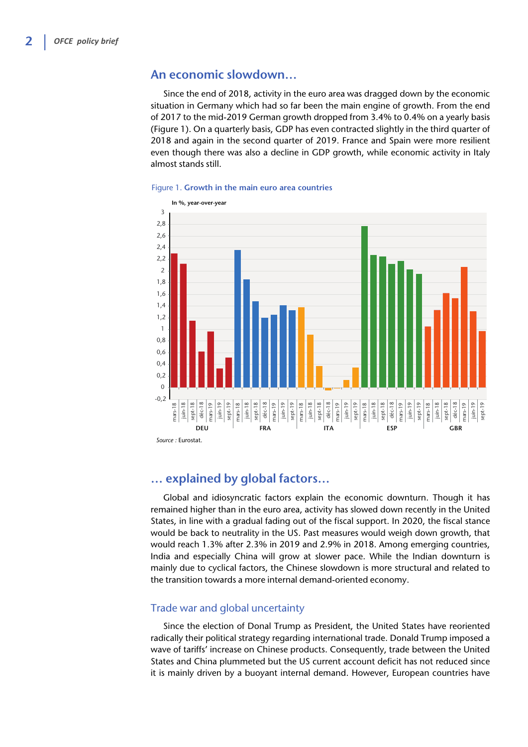## An economic slowdown…

Since the end of 2018, activity in the euro area was dragged down by the economic situation in Germany which had so far been the main engine of growth. From the end of 2017 to the mid-2019 German growth dropped from 3.4% to 0.4% on a yearly basis (Figure 1). On a quarterly basis, GDP has even contracted slightly in the third quarter of 2018 and again in the second quarter of 2019. France and Spain were more resilient even though there was also a decline in GDP growth, while economic activity in Italy almost stands still.

Figure 1. **Growth in the main euro area countries**

Source : Eurostat.

## … explained by global factors…

Global and idiosyncratic factors explain the economic downturn. Though it has remained higher than in the euro area, activity has slowed down recently in the United States, in line with a gradual fading out of the fiscal support. In 2020, the fiscal stance would be back to neutrality in the US. Past measures would weigh down growth, that would reach 1.3% after 2.3% in 2019 and 2.9% in 2018. Among emerging countries, India and especially China will grow at slower pace. While the Indian downturn is mainly due to cyclical factors, the Chinese slowdown is more structural and related to the transition towards a more internal demand-oriented economy.

### Trade war and global uncertainty

Since the election of Donal Trump as President, the United States have reoriented radically their political strategy regarding international trade. Donald Trump imposed a wave of tariffs' increase on Chinese products. Consequently, trade between the United States and China plummeted but the US current account deficit has not reduced since it is mainly driven by a buoyant internal demand. However, European countries have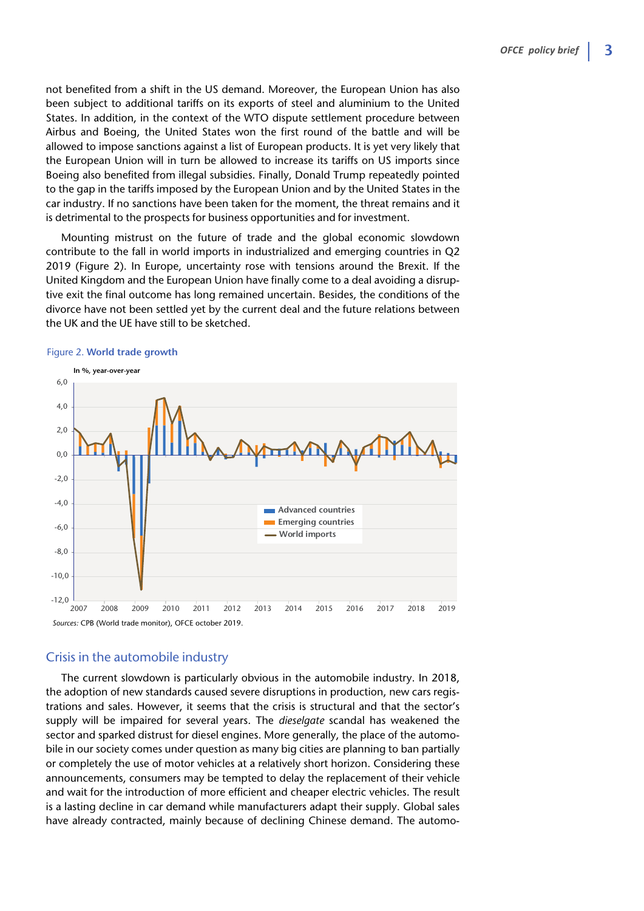not benefited from a shift in the US demand. Moreover, the European Union has also been subject to additional tariffs on its exports of steel and aluminium to the United States. In addition, in the context of the WTO dispute settlement procedure between Airbus and Boeing, the United States won the first round of the battle and will be allowed to impose sanctions against a list of European products. It is yet very likely that the European Union will in turn be allowed to increase its tariffs on US imports since Boeing also benefited from illegal subsidies. Finally, Donald Trump repeatedly pointed to the gap in the tariffs imposed by the European Union and by the United States in the car industry. If no sanctions have been taken for the moment, the threat remains and it is detrimental to the prospects for business opportunities and for investment.

Mounting mistrust on the future of trade and the global economic slowdown contribute to the fall in world imports in industrialized and emerging countries in Q2 2019 (Figure 2). In Europe, uncertainty rose with tensions around the Brexit. If the United Kingdom and the European Union have finally come to a deal avoiding a disruptive exit the final outcome has long remained uncertain. Besides, the conditions of the divorce have not been settled yet by the current deal and the future relations between the UK and the UE have still to be sketched.

Figure 2. **World trade growth**

In %, year-over-year

*Sources:* CPB (World trade monitor), OFCE october 2019.

## Crisis in the automobile industry

The current slowdown is particularly obvious in the automobile industry. In 2018, the adoption of new standards caused severe disruptions in production, new cars registrations and sales. However, it seems that the crisis is structural and that the sector's supply will be impaired for several years. The *dieselgate* scandal has weakened the sector and sparked distrust for diesel engines. More generally, the place of the automobile in our society comes under question as many big cities are planning to ban partially or completely the use of motor vehicles at a relatively short horizon. Considering these announcements, consumers may be tempted to delay the replacement of their vehicle and wait for the introduction of more efficient and cheaper electric vehicles. The result is a lasting decline in car demand while manufacturers adapt their supply. Global sales have already contracted, mainly because of declining Chinese demand. The automo-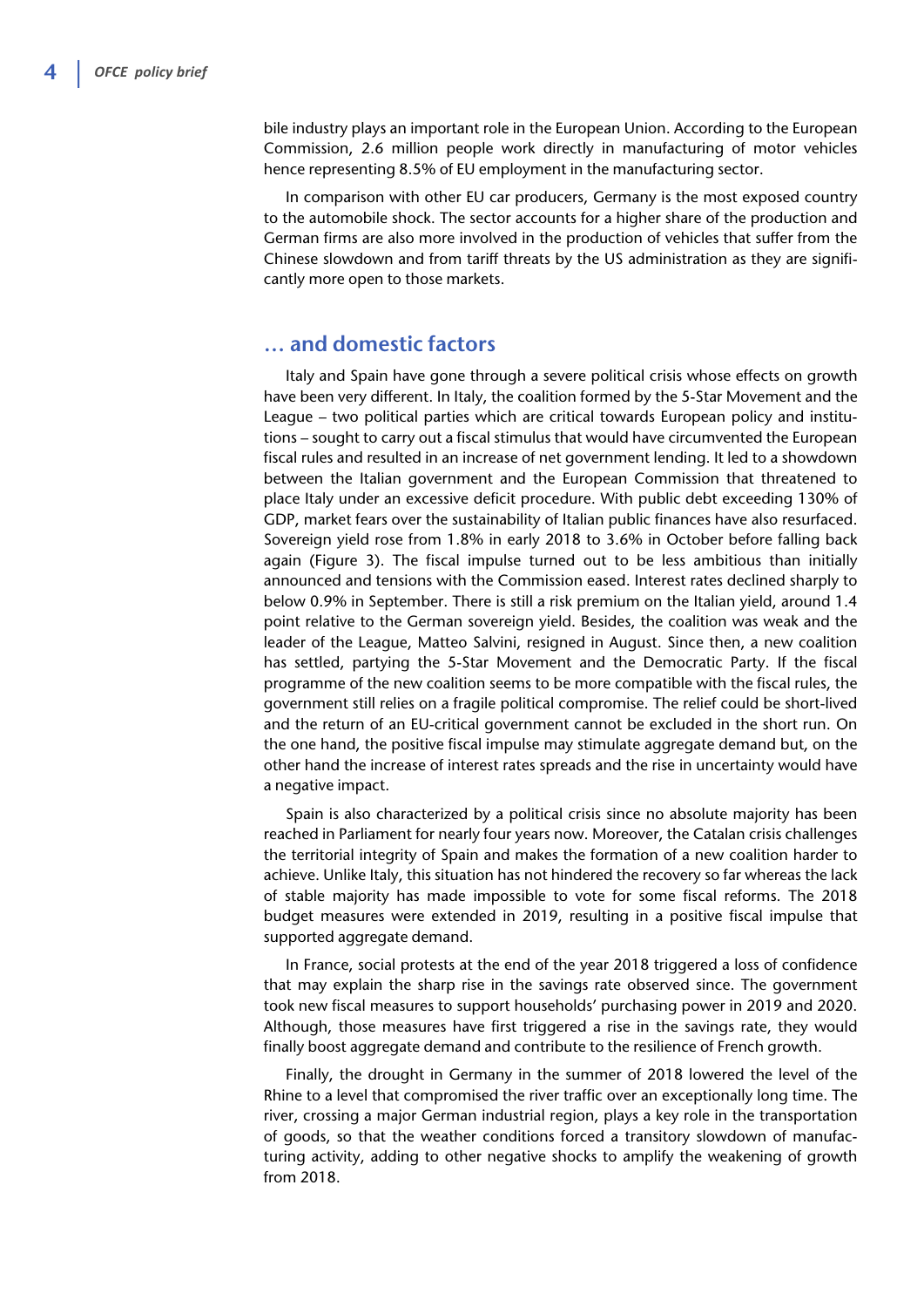bile industry plays an important role in the European Union. According to the European Commission, 2.6 million people work directly in manufacturing of motor vehicles hence representing 8.5% of EU employment in the manufacturing sector.

In comparison with other EU car producers, Germany is the most exposed country to the automobile shock. The sector accounts for a higher share of the production and German firms are also more involved in the production of vehicles that suffer from the Chinese slowdown and from tariff threats by the US administration as they are significantly more open to those markets.

## … and domestic factors

Italy and Spain have gone through a severe political crisis whose effects on growth have been very different. In Italy, the coalition formed by the 5-Star Movement and the League – two political parties which are critical towards European policy and institutions – sought to carry out a fiscal stimulus that would have circumvented the European fiscal rules and resulted in an increase of net government lending. It led to a showdown between the Italian government and the European Commission that threatened to place Italy under an excessive deficit procedure. With public debt exceeding 130% of GDP, market fears over the sustainability of Italian public finances have also resurfaced. Sovereign yield rose from 1.8% in early 2018 to 3.6% in October before falling back again (Figure 3). The fiscal impulse turned out to be less ambitious than initially announced and tensions with the Commission eased. Interest rates declined sharply to below 0.9% in September. There is still a risk premium on the Italian yield, around 1.4 point relative to the German sovereign yield. Besides, the coalition was weak and the leader of the League, Matteo Salvini, resigned in August. Since then, a new coalition has settled, partying the 5-Star Movement and the Democratic Party. If the fiscal programme of the new coalition seems to be more compatible with the fiscal rules, the government still relies on a fragile political compromise. The relief could be short-lived and the return of an EU-critical government cannot be excluded in the short run. On the one hand, the positive fiscal impulse may stimulate aggregate demand but, on the other hand the increase of interest rates spreads and the rise in uncertainty would have a negative impact.

Spain is also characterized by a political crisis since no absolute majority has been reached in Parliament for nearly four years now. Moreover, the Catalan crisis challenges the territorial integrity of Spain and makes the formation of a new coalition harder to achieve. Unlike Italy, this situation has not hindered the recovery so far whereas the lack of stable majority has made impossible to vote for some fiscal reforms. The 2018 budget measures were extended in 2019, resulting in a positive fiscal impulse that supported aggregate demand.

In France, social protests at the end of the year 2018 triggered a loss of confidence that may explain the sharp rise in the savings rate observed since. The government took new fiscal measures to support households' purchasing power in 2019 and 2020. Although, those measures have first triggered a rise in the savings rate, they would finally boost aggregate demand and contribute to the resilience of French growth.

Finally, the drought in Germany in the summer of 2018 lowered the level of the Rhine to a level that compromised the river traffic over an exceptionally long time. The river, crossing a major German industrial region, plays a key role in the transportation of goods, so that the weather conditions forced a transitory slowdown of manufacturing activity, adding to other negative shocks to amplify the weakening of growth from 2018.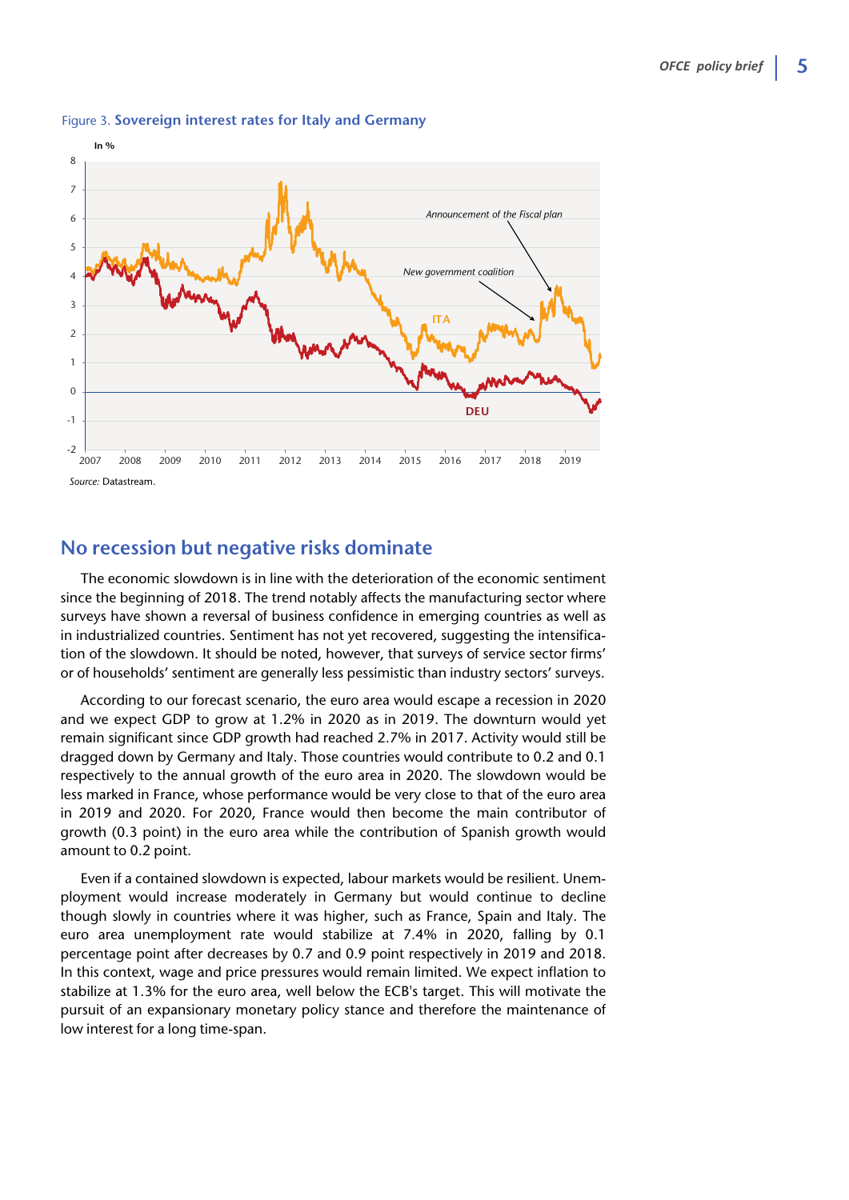Figure 3. **Sovereign interest rates for Italy and Germany**

*Source:* Datastream.

## No recession but negative risks dominate

The economic slowdown is in line with the deterioration of the economic sentiment since the beginning of 2018. The trend notably affects the manufacturing sector where surveys have shown a reversal of business confidence in emerging countries as well as in industrialized countries. Sentiment has not yet recovered, suggesting the intensification of the slowdown. It should be noted, however, that surveys of service sector firms' or of households' sentiment are generally less pessimistic than industry sectors' surveys.

According to our forecast scenario, the euro area would escape a recession in 2020 and we expect GDP to grow at 1.2% in 2020 as in 2019. The downturn would yet remain significant since GDP growth had reached 2.7% in 2017. Activity would still be dragged down by Germany and Italy. Those countries would contribute to 0.2 and 0.1 respectively to the annual growth of the euro area in 2020. The slowdown would be less marked in France, whose performance would be very close to that of the euro area in 2019 and 2020. For 2020, France would then become the main contributor of growth (0.3 point) in the euro area while the contribution of Spanish growth would amount to 0.2 point.

Even if a contained slowdown is expected, labour markets would be resilient. Unemployment would increase moderately in Germany but would continue to decline though slowly in countries where it was higher, such as France, Spain and Italy. The euro area unemployment rate would stabilize at 7.4% in 2020, falling by 0.1 percentage point after decreases by 0.7 and 0.9 point respectively in 2019 and 2018. In this context, wage and price pressures would remain limited. We expect inflation to stabilize at 1.3% for the euro area, well below the ECB's target. This will motivate the pursuit of an expansionary monetary policy stance and therefore the maintenance of low interest for a long time-span.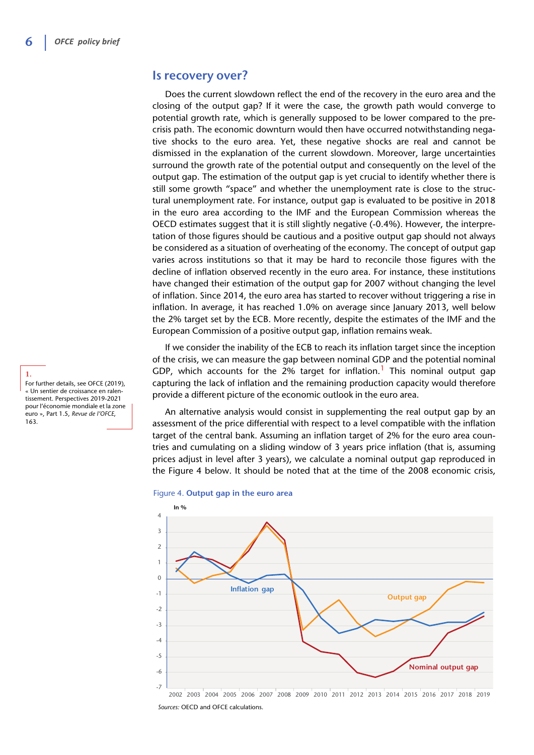## Is recovery over?

Does the current slowdown reflect the end of the recovery in the euro area and the closing of the output gap? If it were the case, the growth path would converge to potential growth rate, which is generally supposed to be lower compared to the pre-crisis path. The economic downturn would then have occurred notwithstanding negative shocks to the euro area. Yet, these negative shocks are real and cannot be dismissed in the explanation of the current slowdown. Moreover, large uncertainties surround the growth rate of the potential output and consequently on the level of the output gap. The estimation of the output gap is yet crucial to identify whether there is still some growth "space" and whether the unemployment rate is close to the structural unemployment rate. For instance, output gap is evaluated to be positive in 2018 in the euro area according to the IMF and the European Commission whereas the OECD estimates suggest that it is still slightly negative (-0.4%). However, the interpretation of those figures should be cautious and a positive output gap should not always be considered as a situation of overheating of the economy. The concept of output gap varies across institutions so that it may be hard to reconcile those figures with the decline of inflation observed recently in the euro area. For instance, these institutions have changed their estimation of the output gap for 2007 without changing the level of inflation. Since 2014, the euro area has started to recover without triggering a rise in inflation. In average, it has reached 1.0% on average since January 2013, well below the 2% target set by the ECB. More recently, despite the estimates of the IMF and the European Commission of a positive output gap, inflation remains weak.

If we consider the inability of the ECB to reach its inflation target since the inception of the crisis, we can measure the gap between nominal GDP and the potential nominal GDP, which accounts for the 2% target for inflation.[1] This nominal output gap capturing the lack of inflation and the remaining production capacity would therefore provide a different picture of the economic outlook in the euro area.

1. For further details, see OFCE (2019), « Un sentier de croissance en ralentissement. Perspectives 2019-2021 pour l'économie mondiale et la zone euro », Part 1.5, *Revue de l'OFCE*, 163.

An alternative analysis would consist in supplementing the real output gap by an assessment of the price differential with respect to a level compatible with the inflation target of the central bank. Assuming an inflation target of 2% for the euro area countries and cumulating on a sliding window of 3 years price inflation (that is, assuming prices adjust in level after 3 years), we calculate a nominal output gap reproduced in the Figure 4 below. It should be noted that at the time of the 2008 economic crisis,

Figure 4. **Output gap in the euro area**

*Sources:* OECD and OFCE calculations.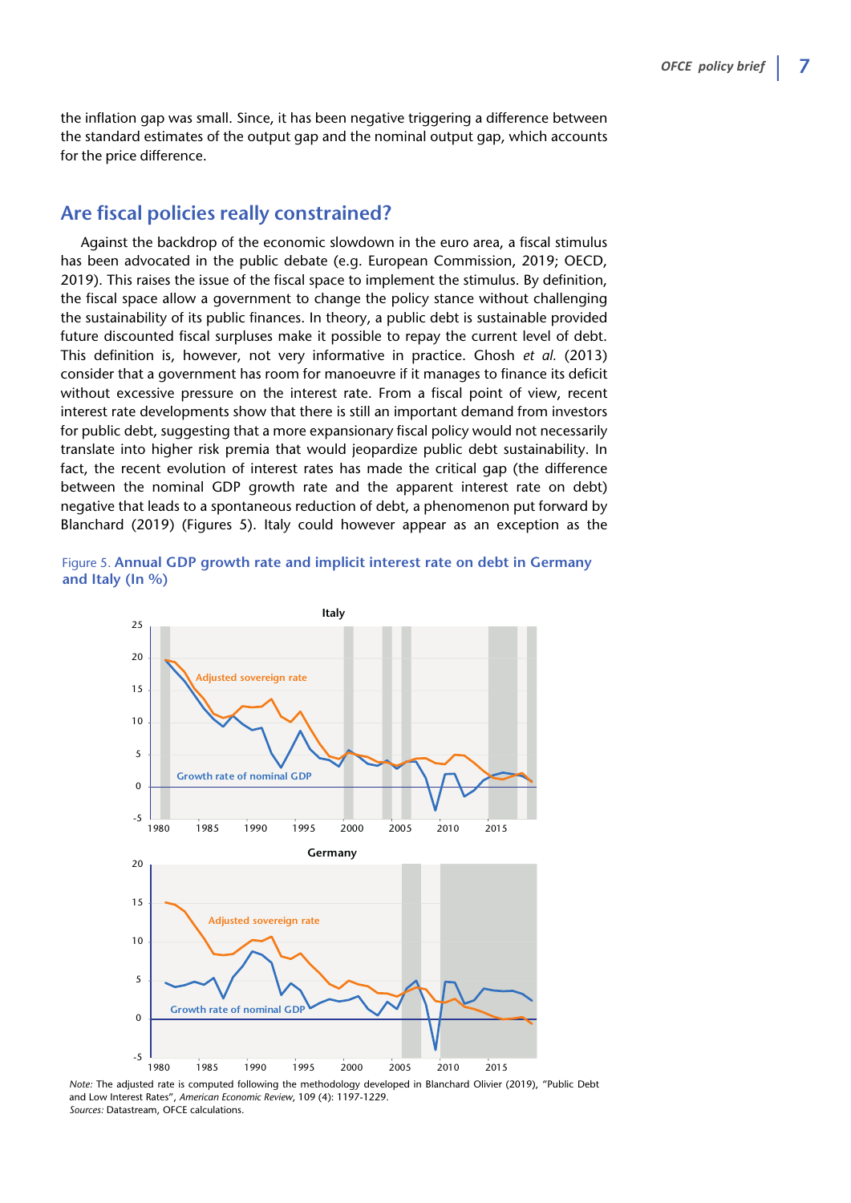the inflation gap was small. Since, it has been negative triggering a difference between the standard estimates of the output gap and the nominal output gap, which accounts for the price difference.

## Are fiscal policies really constrained?

Against the backdrop of the economic slowdown in the euro area, a fiscal stimulus has been advocated in the public debate (e.g. European Commission, 2019; OECD, 2019). This raises the issue of the fiscal space to implement the stimulus. By definition, the fiscal space allow a government to change the policy stance without challenging the sustainability of its public finances. In theory, a public debt is sustainable provided future discounted fiscal surpluses make it possible to repay the current level of debt. This definition is, however, not very informative in practice. Ghosh *et al.* (2013) consider that a government has room for manoeuvre if it manages to finance its deficit without excessive pressure on the interest rate. From a fiscal point of view, recent interest rate developments show that there is still an important demand from investors for public debt, suggesting that a more expansionary fiscal policy would not necessarily translate into higher risk premia that would jeopardize public debt sustainability. In fact, the recent evolution of interest rates has made the critical gap (the difference between the nominal GDP growth rate and the apparent interest rate on debt) negative that leads to a spontaneous reduction of debt, a phenomenon put forward by Blanchard (2019) (Figures 5). Italy could however appear as an exception as the

Figure 5. **Annual GDP growth rate and implicit interest rate on debt in Germany and Italy (In %)**

*Note:* The adjusted rate is computed following the methodology developed in Blanchard Olivier (2019), "Public Debt and Low Interest Rates", *American Economic Review*, 109 (4): 1197-1229.
*Sources:* Datastream, OFCE calculations.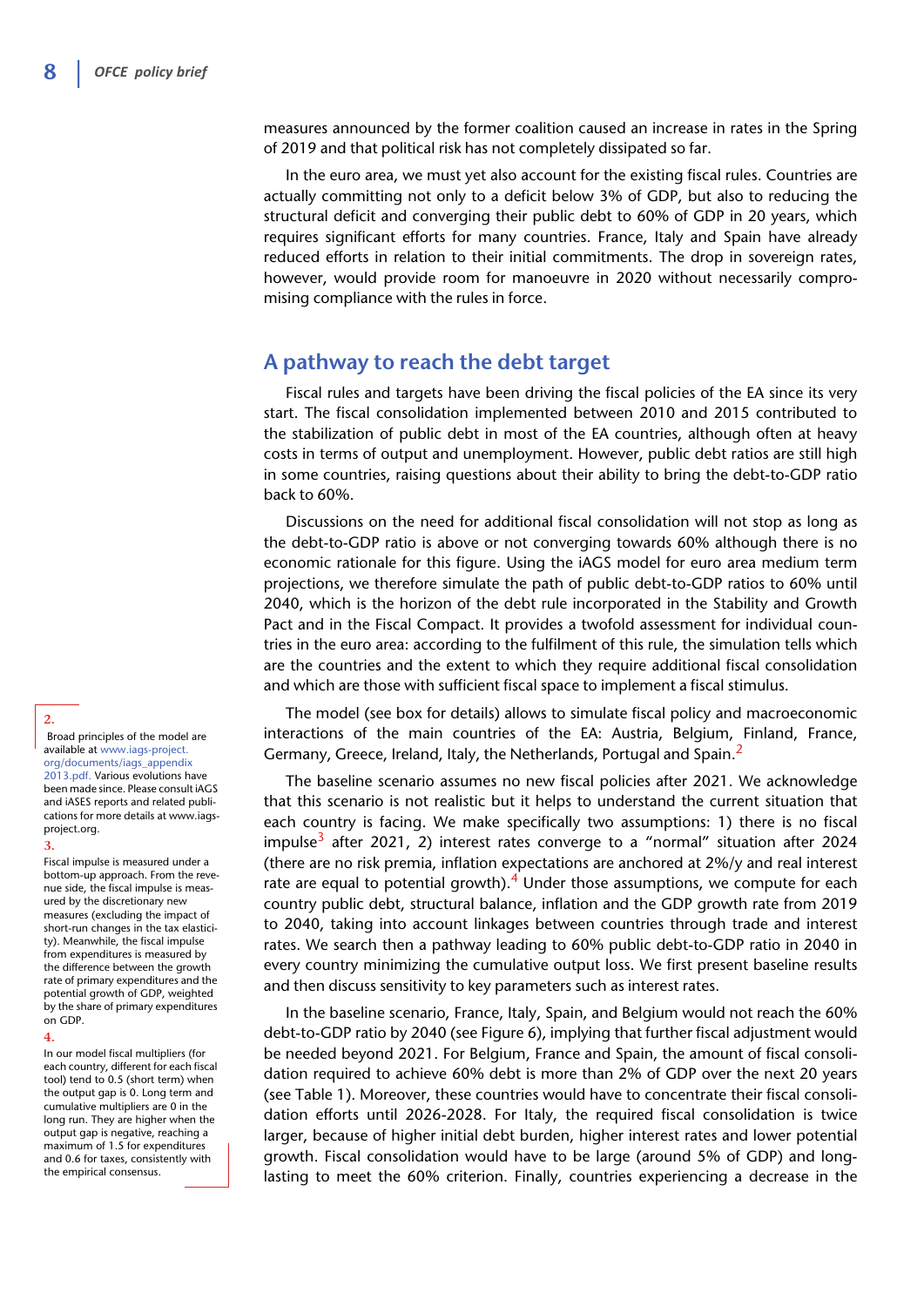measures announced by the former coalition caused an increase in rates in the Spring of 2019 and that political risk has not completely dissipated so far.

In the euro area, we must yet also account for the existing fiscal rules. Countries are actually committing not only to a deficit below 3% of GDP, but also to reducing the structural deficit and converging their public debt to 60% of GDP in 20 years, which requires significant efforts for many countries. France, Italy and Spain have already reduced efforts in relation to their initial commitments. The drop in sovereign rates, however, would provide room for manoeuvre in 2020 without necessarily compromising compliance with the rules in force.

## A pathway to reach the debt target

Fiscal rules and targets have been driving the fiscal policies of the EA since its very start. The fiscal consolidation implemented between 2010 and 2015 contributed to the stabilization of public debt in most of the EA countries, although often at heavy costs in terms of output and unemployment. However, public debt ratios are still high in some countries, raising questions about their ability to bring the debt-to-GDP ratio back to 60%.

Discussions on the need for additional fiscal consolidation will not stop as long as the debt-to-GDP ratio is above or not converging towards 60% although there is no economic rationale for this figure. Using the iAGS model for euro area medium term projections, we therefore simulate the path of public debt-to-GDP ratios to 60% until 2040, which is the horizon of the debt rule incorporated in the Stability and Growth Pact and in the Fiscal Compact. It provides a twofold assessment for individual countries in the euro area: according to the fulfilment of this rule, the simulation tells which are the countries and the extent to which they require additional fiscal consolidation and which are those with sufficient fiscal space to implement a fiscal stimulus.

The model (see box for details) allows to simulate fiscal policy and macroeconomic interactions of the main countries of the EA: Austria, Belgium, Finland, France, Germany, Greece, Ireland, Italy, the Netherlands, Portugal and Spain.[2]

The baseline scenario assumes no new fiscal policies after 2021. We acknowledge that this scenario is not realistic but it helps to understand the current situation that each country is facing. We make specifically two assumptions: 1) there is no fiscal impulse[3] after 2021, 2) interest rates converge to a "normal" situation after 2024 (there are no risk premia, inflation expectations are anchored at 2%/y and real interest rate are equal to potential growth).[4] Under those assumptions, we compute for each country public debt, structural balance, inflation and the GDP growth rate from 2019 to 2040, taking into account linkages between countries through trade and interest rates. We search then a pathway leading to 60% public debt-to-GDP ratio in 2040 in every country minimizing the cumulative output loss. We first present baseline results and then discuss sensitivity to key parameters such as interest rates.

In the baseline scenario, France, Italy, Spain, and Belgium would not reach the 60% debt-to-GDP ratio by 2040 (see Figure 6), implying that further fiscal adjustment would be needed beyond 2021. For Belgium, France and Spain, the amount of fiscal consolidation required to achieve 60% debt is more than 2% of GDP over the next 20 years (see Table 1). Moreover, these countries would have to concentrate their fiscal consolidation efforts until 2026-2028. For Italy, the required fiscal consolidation is twice larger, because of higher initial debt burden, higher interest rates and lower potential growth. Fiscal consolidation would have to be large (around 5% of GDP) and long-lasting to meet the 60% criterion. Finally, countries experiencing a decrease in the

---

2. Broad principles of the model are available at www.iags-project.org/documents/iags_appendix2013.pdf. Various evolutions have been made since. Please consult iAGS and iASES reports and related publications for more details at www.iags-project.org.

3. Fiscal impulse is measured under a bottom-up approach. From the revenue side, the fiscal impulse is measured by the discretionary new measures (excluding the impact of short-run changes in the tax elasticity). Meanwhile, the fiscal impulse from expenditures is measured by the difference between the growth rate of primary expenditures and the potential growth of GDP, weighted by the share of primary expenditures on GDP.

4. In our model fiscal multipliers (for each country, different for each fiscal tool) tend to 0.5 (short term) when the output gap is 0. Long term and cumulative multipliers are 0 in the long run. They are higher when the output gap is negative, reaching a maximum of 1.5 for expenditures and 0.6 for taxes, consistently with the empirical consensus.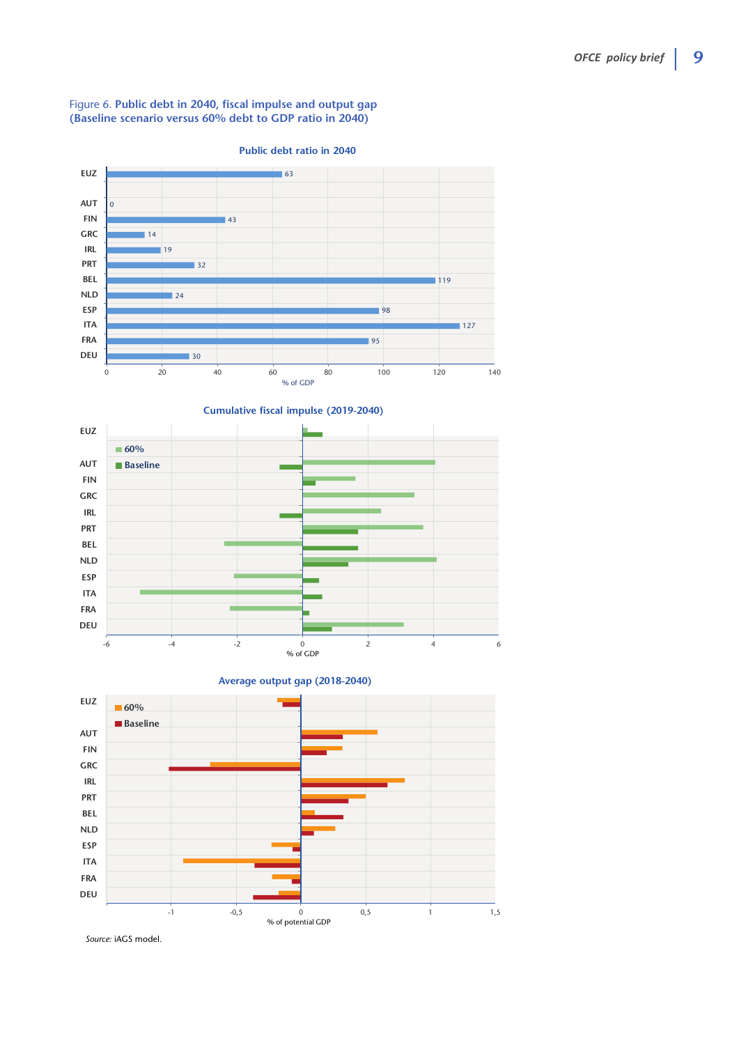Figure 6. **Public debt in 2040, fiscal impulse and output gap (Baseline scenario versus 60% debt to GDP ratio in 2040)**

**Public debt ratio in 2040**

| Country | % of GDP |
|---|---|
| EUZ | 63 |
| AUT | 0 |
| FIN | 43 |
| GRC | 14 |
| IRL | 19 |
| PRT | 32 |
| BEL | 119 |
| NLD | 24 |
| ESP | 98 |
| ITA | 127 |
| FRA | 95 |
| DEU | 30 |

**Cumulative fiscal impulse (2019-2040)**

**Average output gap (2018-2040)**

*Source:* iAGS model.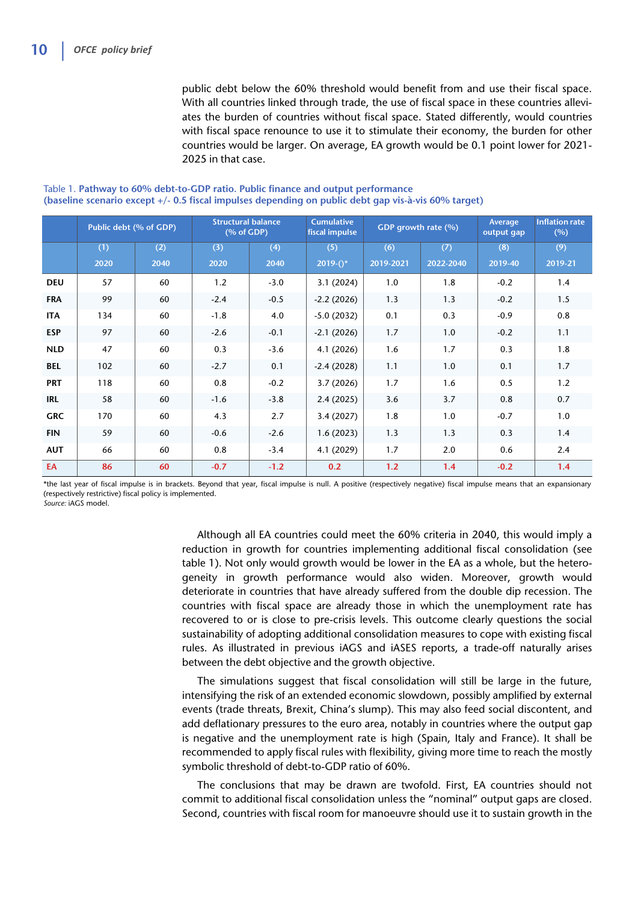public debt below the 60% threshold would benefit from and use their fiscal space. With all countries linked through trade, the use of fiscal space in these countries alleviates the burden of countries without fiscal space. Stated differently, would countries with fiscal space renounce to use it to stimulate their economy, the burden for other countries would be larger. On average, EA growth would be 0.1 point lower for 2021-2025 in that case.

Table 1. **Pathway to 60% debt-to-GDP ratio. Public finance and output performance (baseline scenario except +/- 0.5 fiscal impulses depending on public debt gap vis-à-vis 60% target)**

| | Public debt (% of GDP) | | Structural balance (% of GDP) | | Cumulative fiscal impulse | GDP growth rate (%) | | Average output gap | Inflation rate (%) |
|---|---|---|---|---|---|---|---|---|---|
| | (1) | (2) | (3) | (4) | (5) | (6) | (7) | (8) | (9) |
| | 2020 | 2040 | 2020 | 2040 | 2019-()* | 2019-2021 | 2022-2040 | 2019-40 | 2019-21 |
| DEU | 57 | 60 | 1.2 | -3.0 | 3.1 (2024) | 1.0 | 1.8 | -0.2 | 1.4 |
| FRA | 99 | 60 | -2.4 | -0.5 | -2.2 (2026) | 1.3 | 1.3 | -0.2 | 1.5 |
| ITA | 134 | 60 | -1.8 | 4.0 | -5.0 (2032) | 0.1 | 0.3 | -0.9 | 0.8 |
| ESP | 97 | 60 | -2.6 | -0.1 | -2.1 (2026) | 1.7 | 1.0 | -0.2 | 1.1 |
| NLD | 47 | 60 | 0.3 | -3.6 | 4.1 (2026) | 1.6 | 1.7 | 0.3 | 1.8 |
| BEL | 102 | 60 | -2.7 | 0.1 | -2.4 (2028) | 1.1 | 1.0 | 0.1 | 1.7 |
| PRT | 118 | 60 | 0.8 | -0.2 | 3.7 (2026) | 1.7 | 1.6 | 0.5 | 1.2 |
| IRL | 58 | 60 | -1.6 | -3.8 | 2.4 (2025) | 3.6 | 3.7 | 0.8 | 0.7 |
| GRC | 170 | 60 | 4.3 | 2.7 | 3.4 (2027) | 1.8 | 1.0 | -0.7 | 1.0 |
| FIN | 59 | 60 | -0.6 | -2.6 | 1.6 (2023) | 1.3 | 1.3 | 0.3 | 1.4 |
| AUT | 66 | 60 | 0.8 | -3.4 | 4.1 (2029) | 1.7 | 2.0 | 0.6 | 2.4 |
| EA | 86 | 60 | -0.7 | -1.2 | 0.2 | 1.2 | 1.4 | -0.2 | 1.4 |

*the last year of fiscal impulse is in brackets. Beyond that year, fiscal impulse is null. A positive (respectively negative) fiscal impulse means that an expansionary (respectively restrictive) fiscal policy is implemented.
*Source:* iAGS model.

Although all EA countries could meet the 60% criteria in 2040, this would imply a reduction in growth for countries implementing additional fiscal consolidation (see table 1). Not only would growth would be lower in the EA as a whole, but the heterogeneity in growth performance would also widen. Moreover, growth would deteriorate in countries that have already suffered from the double dip recession. The countries with fiscal space are already those in which the unemployment rate has recovered to or is close to pre-crisis levels. This outcome clearly questions the social sustainability of adopting additional consolidation measures to cope with existing fiscal rules. As illustrated in previous iAGS and iASES reports, a trade-off naturally arises between the debt objective and the growth objective.

The simulations suggest that fiscal consolidation will still be large in the future, intensifying the risk of an extended economic slowdown, possibly amplified by external events (trade threats, Brexit, China's slump). This may also feed social discontent, and add deflationary pressures to the euro area, notably in countries where the output gap is negative and the unemployment rate is high (Spain, Italy and France). It shall be recommended to apply fiscal rules with flexibility, giving more time to reach the mostly symbolic threshold of debt-to-GDP ratio of 60%.

The conclusions that may be drawn are twofold. First, EA countries should not commit to additional fiscal consolidation unless the "nominal" output gaps are closed. Second, countries with fiscal room for manoeuvre should use it to sustain growth in the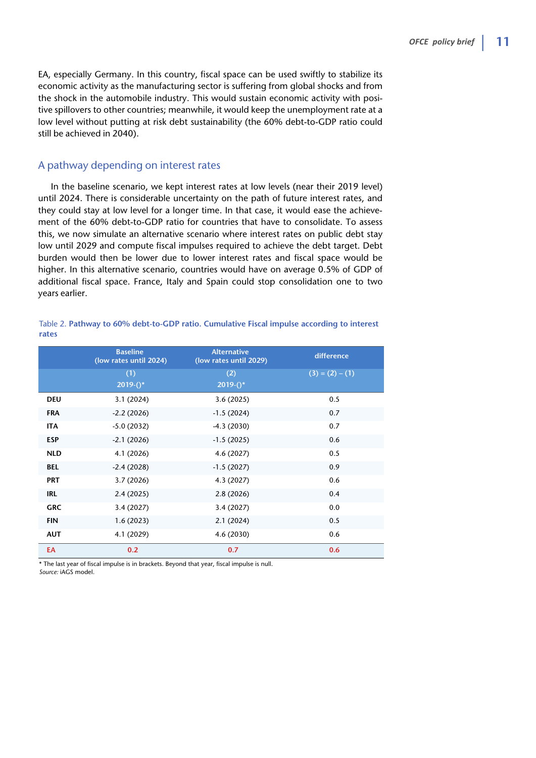EA, especially Germany. In this country, fiscal space can be used swiftly to stabilize its economic activity as the manufacturing sector is suffering from global shocks and from the shock in the automobile industry. This would sustain economic activity with positive spillovers to other countries; meanwhile, it would keep the unemployment rate at a low level without putting at risk debt sustainability (the 60% debt-to-GDP ratio could still be achieved in 2040).

## A pathway depending on interest rates

In the baseline scenario, we kept interest rates at low levels (near their 2019 level) until 2024. There is considerable uncertainty on the path of future interest rates, and they could stay at low level for a longer time. In that case, it would ease the achievement of the 60% debt-to-GDP ratio for countries that have to consolidate. To assess this, we now simulate an alternative scenario where interest rates on public debt stay low until 2029 and compute fiscal impulses required to achieve the debt target. Debt burden would then be lower due to lower interest rates and fiscal space would be higher. In this alternative scenario, countries would have on average 0.5% of GDP of additional fiscal space. France, Italy and Spain could stop consolidation one to two years earlier.

Table 2. **Pathway to 60% debt-to-GDP ratio. Cumulative Fiscal impulse according to interest rates**

| | Baseline (low rates until 2024) | Alternative (low rates until 2029) | difference |
|---|---|---|---|
| | (1) 2019-()* | (2) 2019-()* | (3) = (2) – (1) |
| **DEU** | 3.1 (2024) | 3.6 (2025) | 0.5 |
| **FRA** | -2.2 (2026) | -1.5 (2024) | 0.7 |
| **ITA** | -5.0 (2032) | -4.3 (2030) | 0.7 |
| **ESP** | -2.1 (2026) | -1.5 (2025) | 0.6 |
| **NLD** | 4.1 (2026) | 4.6 (2027) | 0.5 |
| **BEL** | -2.4 (2028) | -1.5 (2027) | 0.9 |
| **PRT** | 3.7 (2026) | 4.3 (2027) | 0.6 |
| **IRL** | 2.4 (2025) | 2.8 (2026) | 0.4 |
| **GRC** | 3.4 (2027) | 3.4 (2027) | 0.0 |
| **FIN** | 1.6 (2023) | 2.1 (2024) | 0.5 |
| **AUT** | 4.1 (2029) | 4.6 (2030) | 0.6 |
| **EA** | 0.2 | 0.7 | 0.6 |

\* The last year of fiscal impulse is in brackets. Beyond that year, fiscal impulse is null.
*Source:* iAGS model.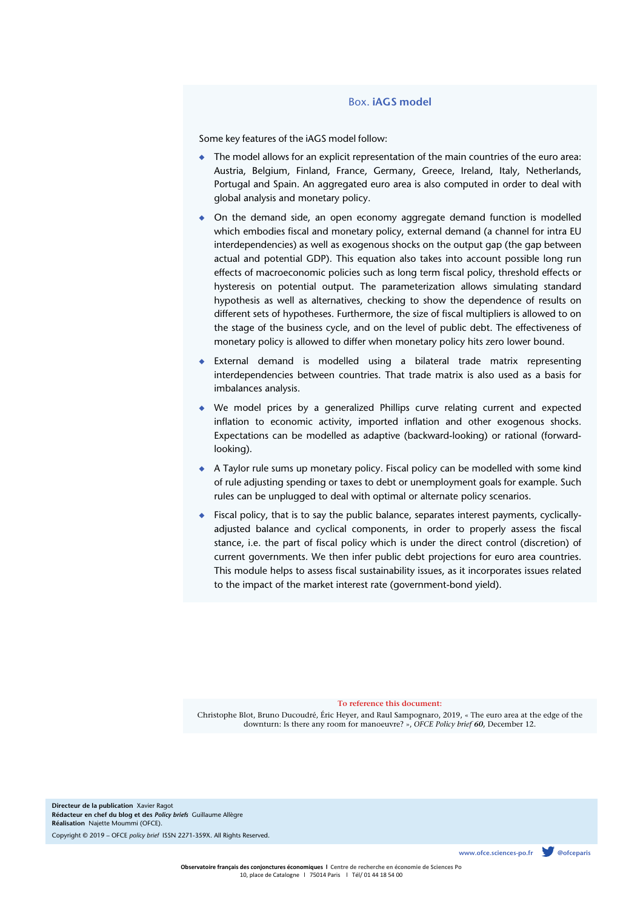### Box. **iAGS model**

Some key features of the iAGS model follow:

- The model allows for an explicit representation of the main countries of the euro area: Austria, Belgium, Finland, France, Germany, Greece, Ireland, Italy, Netherlands, Portugal and Spain. An aggregated euro area is also computed in order to deal with global analysis and monetary policy.
- On the demand side, an open economy aggregate demand function is modelled which embodies fiscal and monetary policy, external demand (a channel for intra EU interdependencies) as well as exogenous shocks on the output gap (the gap between actual and potential GDP). This equation also takes into account possible long run effects of macroeconomic policies such as long term fiscal policy, threshold effects or hysteresis on potential output. The parameterization allows simulating standard hypothesis as well as alternatives, checking to show the dependence of results on different sets of hypotheses. Furthermore, the size of fiscal multipliers is allowed to on the stage of the business cycle, and on the level of public debt. The effectiveness of monetary policy is allowed to differ when monetary policy hits zero lower bound.
- External demand is modelled using a bilateral trade matrix representing interdependencies between countries. That trade matrix is also used as a basis for imbalances analysis.
- We model prices by a generalized Phillips curve relating current and expected inflation to economic activity, imported inflation and other exogenous shocks. Expectations can be modelled as adaptive (backward-looking) or rational (forward-looking).
- A Taylor rule sums up monetary policy. Fiscal policy can be modelled with some kind of rule adjusting spending or taxes to debt or unemployment goals for example. Such rules can be unplugged to deal with optimal or alternate policy scenarios.
- Fiscal policy, that is to say the public balance, separates interest payments, cyclically-adjusted balance and cyclical components, in order to properly assess the fiscal stance, i.e. the part of fiscal policy which is under the direct control (discretion) of current governments. We then infer public debt projections for euro area countries. This module helps to assess fiscal sustainability issues, as it incorporates issues related to the impact of the market interest rate (government-bond yield).

**To reference this document:**

Christophe Blot, Bruno Ducoudré, Éric Heyer, and Raul Sampognaro, 2019, « The euro area at the edge of the downturn: Is there any room for manoeuvre? », *OFCE Policy brief* ***60***, December 12.

**Directeur de la publication** Xavier Ragot
**Rédacteur en chef du blog et des *Policy briefs*** Guillaume Allègre
**Réalisation** Najette Moummi (OFCE).

Copyright © 2019 – OFCE *policy brief* ISSN 2271-359X. All Rights Reserved.

www.ofce.sciences-po.fr @ofceparis

**Observatoire français des conjonctures économiques** I Centre de recherche en économie de Sciences Po
10, place de Catalogne I 75014 Paris I Tél/ 01 44 18 54 00